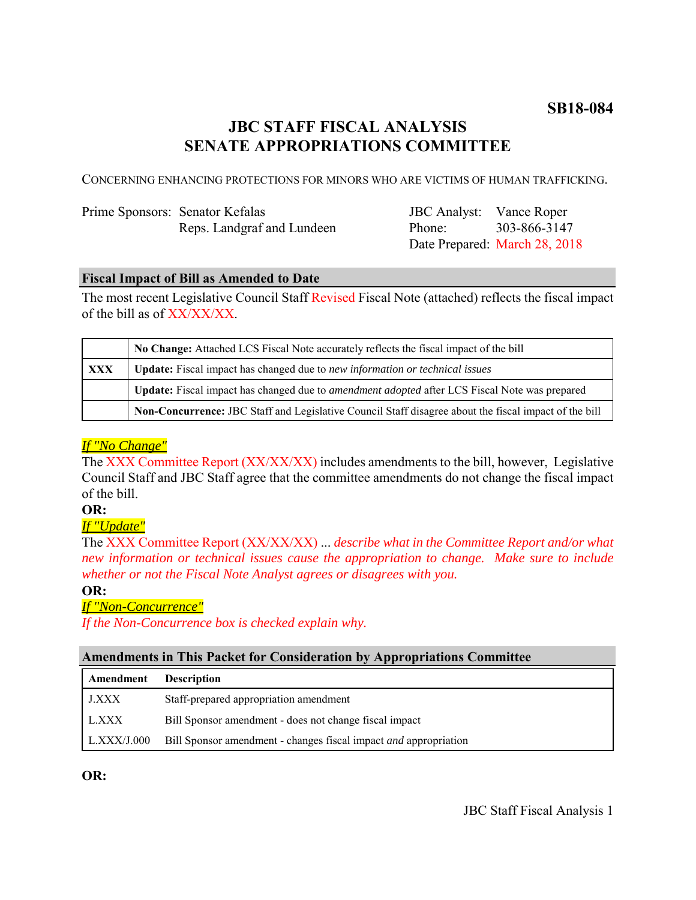**SB18-084**

# JBC STAFF FISCAL ANALYSIS
# SENATE APPROPRIATIONS COMMITTEE

CONCERNING ENHANCING PROTECTIONS FOR MINORS WHO ARE VICTIMS OF HUMAN TRAFFICKING.

| | | | |
|---|---|---|---|
| Prime Sponsors: | Senator Kefalas | JBC Analyst: | Vance Roper |
| | Reps. Landgraf and Lundeen | Phone: | 303-866-3147 |
| | | Date Prepared: | March 28, 2018 |

## Fiscal Impact of Bill as Amended to Date

The most recent Legislative Council Staff Revised Fiscal Note (attached) reflects the fiscal impact of the bill as of XX/XX/XX.

| | |
|---|---|
| | **No Change:** Attached LCS Fiscal Note accurately reflects the fiscal impact of the bill |
| **XXX** | **Update:** Fiscal impact has changed due to *new information or technical issues* |
| | **Update:** Fiscal impact has changed due to *amendment adopted* after LCS Fiscal Note was prepared |
| | **Non-Concurrence:** JBC Staff and Legislative Council Staff disagree about the fiscal impact of the bill |

*If "No Change"*

The XXX Committee Report (XX/XX/XX) includes amendments to the bill, however, Legislative Council Staff and JBC Staff agree that the committee amendments do not change the fiscal impact of the bill.

**OR:**

*If "Update"*

The XXX Committee Report (XX/XX/XX) ... *describe what in the Committee Report and/or what new information or technical issues cause the appropriation to change. Make sure to include whether or not the Fiscal Note Analyst agrees or disagrees with you.*

**OR:**

*If "Non-Concurrence"*

*If the Non-Concurrence box is checked explain why.*

## Amendments in This Packet for Consideration by Appropriations Committee

| Amendment | Description |
|---|---|
| J.XXX | Staff-prepared appropriation amendment |
| L.XXX | Bill Sponsor amendment - does not change fiscal impact |
| L.XXX/J.000 | Bill Sponsor amendment - changes fiscal impact *and* appropriation |

**OR:**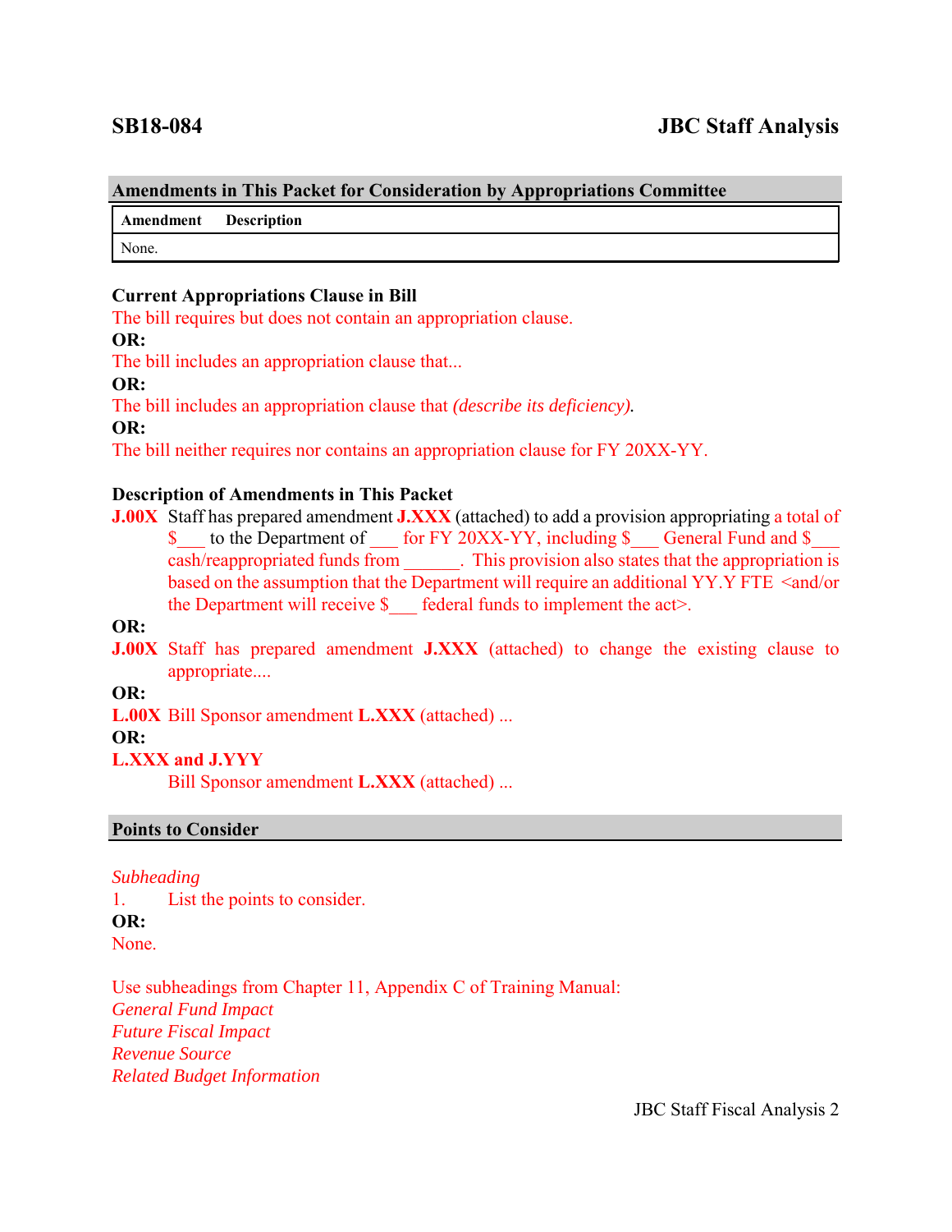**SB18-084** **JBC Staff Analysis**

## Amendments in This Packet for Consideration by Appropriations Committee

| Amendment | Description |
|---|---|
| None. | |

**Current Appropriations Clause in Bill**

The bill requires but does not contain an appropriation clause.

**OR:**

The bill includes an appropriation clause that...

**OR:**

The bill includes an appropriation clause that *(describe its deficiency).*

**OR:**

The bill neither requires nor contains an appropriation clause for FY 20XX-YY.

**Description of Amendments in This Packet**

**J.00X** Staff has prepared amendment **J.XXX** (attached) to add a provision appropriating a total of $___ to the Department of ___ for FY 20XX-YY, including $___ General Fund and $___ cash/reappropriated funds from ______. This provision also states that the appropriation is based on the assumption that the Department will require an additional YY.Y FTE <and/or the Department will receive $___ federal funds to implement the act>.

**OR:**

**J.00X** Staff has prepared amendment **J.XXX** (attached) to change the existing clause to appropriate....

**OR:**

**L.00X** Bill Sponsor amendment **L.XXX** (attached) ...

**OR:**

**L.XXX and J.YYY**

Bill Sponsor amendment **L.XXX** (attached) ...

## Points to Consider

*Subheading*

1. List the points to consider.

**OR:**

None.

Use subheadings from Chapter 11, Appendix C of Training Manual:

*General Fund Impact*

*Future Fiscal Impact*

*Revenue Source*

*Related Budget Information*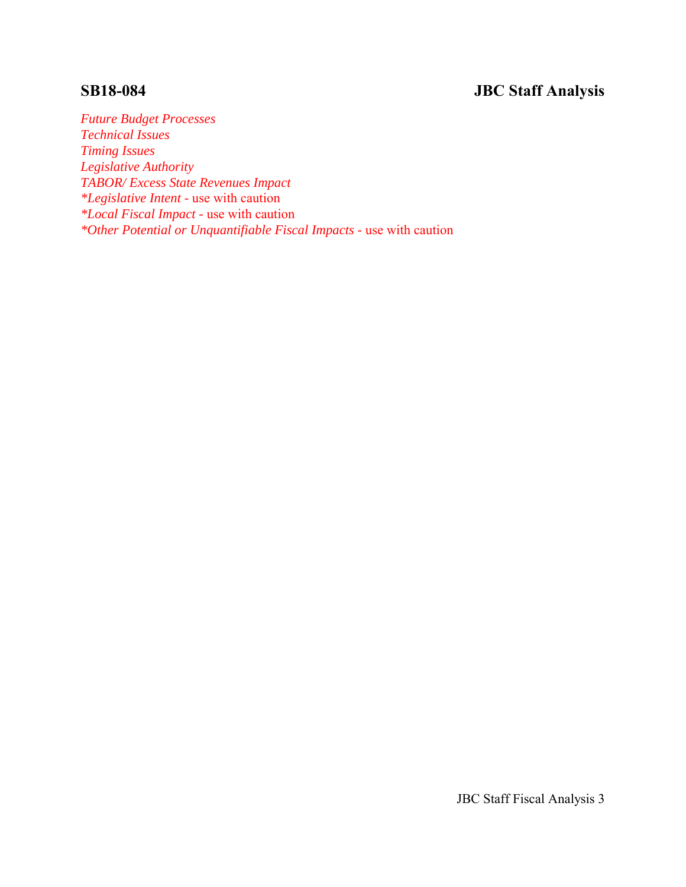**SB18-084** **JBC Staff Analysis**

*Future Budget Processes*
*Technical Issues*
*Timing Issues*
*Legislative Authority*
*TABOR/ Excess State Revenues Impact*
**Legislative Intent* - use with caution
**Local Fiscal Impact* - use with caution
**Other Potential or Unquantifiable Fiscal Impacts* - use with caution